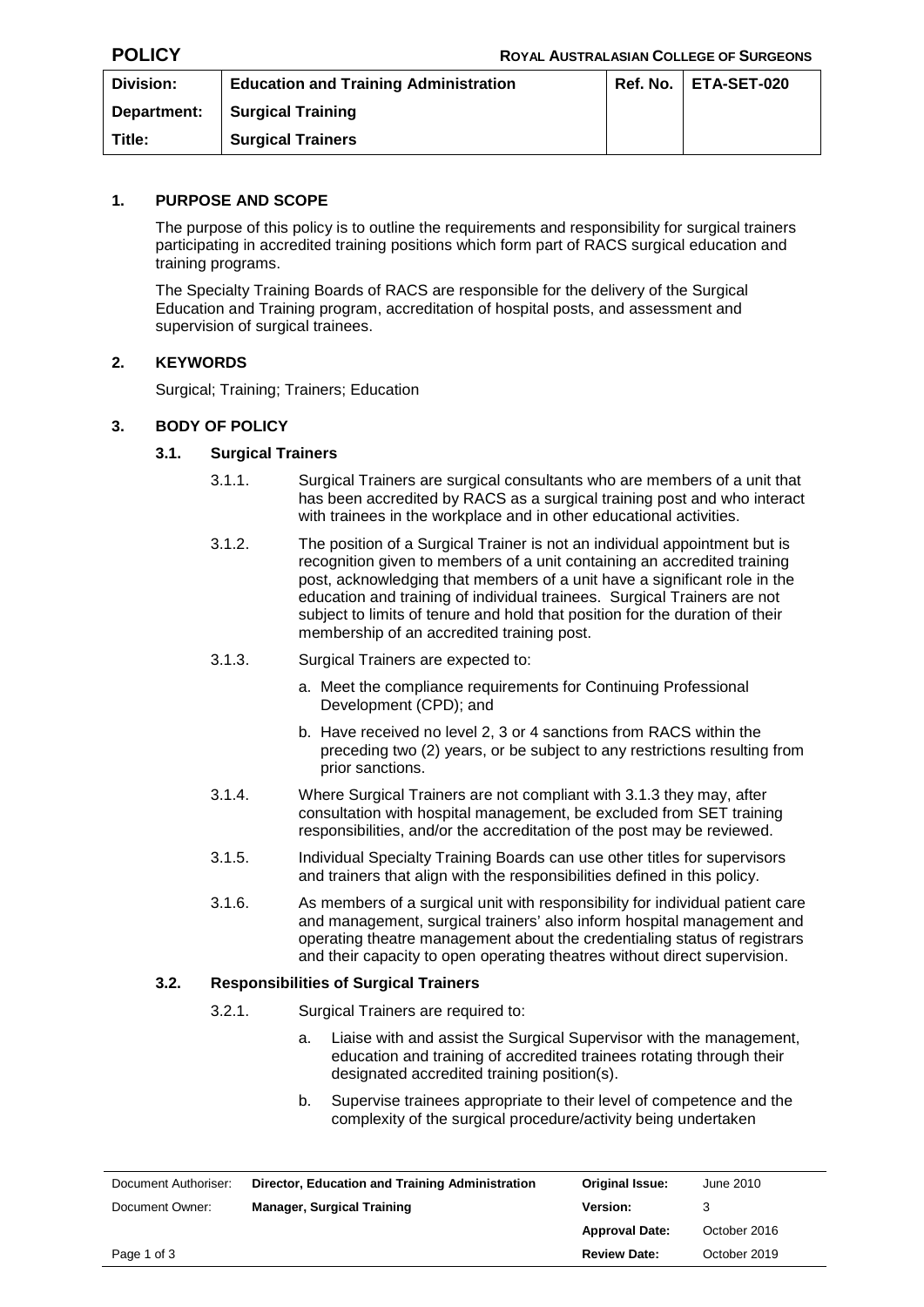**POLICY** **ROYAL AUSTRALASIAN COLLEGE OF SURGEONS**

| Division: | Education and Training Administration | Ref. No. | ETA-SET-020 |
|---|---|---|---|
| Department: | Surgical Training | | |
| Title: | Surgical Trainers | | |

## 1. PURPOSE AND SCOPE

The purpose of this policy is to outline the requirements and responsibility for surgical trainers participating in accredited training positions which form part of RACS surgical education and training programs.

The Specialty Training Boards of RACS are responsible for the delivery of the Surgical Education and Training program, accreditation of hospital posts, and assessment and supervision of surgical trainees.

## 2. KEYWORDS

Surgical; Training; Trainers; Education

## 3. BODY OF POLICY

### 3.1. Surgical Trainers

3.1.1. Surgical Trainers are surgical consultants who are members of a unit that has been accredited by RACS as a surgical training post and who interact with trainees in the workplace and in other educational activities.

3.1.2. The position of a Surgical Trainer is not an individual appointment but is recognition given to members of a unit containing an accredited training post, acknowledging that members of a unit have a significant role in the education and training of individual trainees. Surgical Trainers are not subject to limits of tenure and hold that position for the duration of their membership of an accredited training post.

3.1.3. Surgical Trainers are expected to:

a. Meet the compliance requirements for Continuing Professional Development (CPD); and

b. Have received no level 2, 3 or 4 sanctions from RACS within the preceding two (2) years, or be subject to any restrictions resulting from prior sanctions.

3.1.4. Where Surgical Trainers are not compliant with 3.1.3 they may, after consultation with hospital management, be excluded from SET training responsibilities, and/or the accreditation of the post may be reviewed.

3.1.5. Individual Specialty Training Boards can use other titles for supervisors and trainers that align with the responsibilities defined in this policy.

3.1.6. As members of a surgical unit with responsibility for individual patient care and management, surgical trainers' also inform hospital management and operating theatre management about the credentialing status of registrars and their capacity to open operating theatres without direct supervision.

### 3.2. Responsibilities of Surgical Trainers

3.2.1. Surgical Trainers are required to:

a. Liaise with and assist the Surgical Supervisor with the management, education and training of accredited trainees rotating through their designated accredited training position(s).

b. Supervise trainees appropriate to their level of competence and the complexity of the surgical procedure/activity being undertaken

| Document Authoriser: | Director, Education and Training Administration | Original Issue: | June 2010 |
|---|---|---|---|
| Document Owner: | Manager, Surgical Training | Version: | 3 |
| | | Approval Date: | October 2016 |
| | | Review Date: | October 2019 |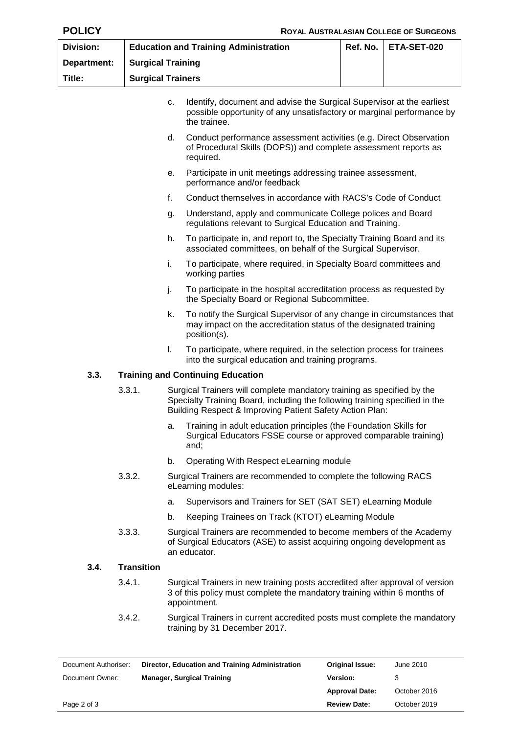c. Identify, document and advise the Surgical Supervisor at the earliest possible opportunity of any unsatisfactory or marginal performance by the trainee.

d. Conduct performance assessment activities (e.g. Direct Observation of Procedural Skills (DOPS)) and complete assessment reports as required.

e. Participate in unit meetings addressing trainee assessment, performance and/or feedback

f. Conduct themselves in accordance with RACS's Code of Conduct

g. Understand, apply and communicate College polices and Board regulations relevant to Surgical Education and Training.

h. To participate in, and report to, the Specialty Training Board and its associated committees, on behalf of the Surgical Supervisor.

i. To participate, where required, in Specialty Board committees and working parties

j. To participate in the hospital accreditation process as requested by the Specialty Board or Regional Subcommittee.

k. To notify the Surgical Supervisor of any change in circumstances that may impact on the accreditation status of the designated training position(s).

l. To participate, where required, in the selection process for trainees into the surgical education and training programs.

### 3.3. Training and Continuing Education

3.3.1. Surgical Trainers will complete mandatory training as specified by the Specialty Training Board, including the following training specified in the Building Respect & Improving Patient Safety Action Plan:

a. Training in adult education principles (the Foundation Skills for Surgical Educators FSSE course or approved comparable training) and;

b. Operating With Respect eLearning module

3.3.2. Surgical Trainers are recommended to complete the following RACS eLearning modules:

a. Supervisors and Trainers for SET (SAT SET) eLearning Module

b. Keeping Trainees on Track (KTOT) eLearning Module

3.3.3. Surgical Trainers are recommended to become members of the Academy of Surgical Educators (ASE) to assist acquiring ongoing development as an educator.

### 3.4. Transition

3.4.1. Surgical Trainers in new training posts accredited after approval of version 3 of this policy must complete the mandatory training within 6 months of appointment.

3.4.2. Surgical Trainers in current accredited posts must complete the mandatory training by 31 December 2017.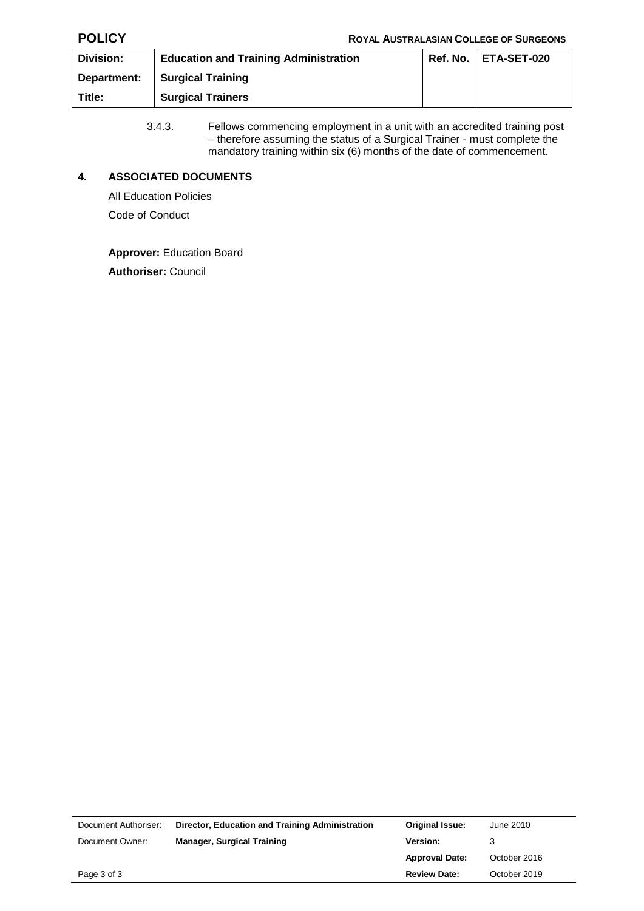3.4.3. Fellows commencing employment in a unit with an accredited training post – therefore assuming the status of a Surgical Trainer - must complete the mandatory training within six (6) months of the date of commencement.

## 4. ASSOCIATED DOCUMENTS

All Education Policies

Code of Conduct

**Approver:** Education Board

**Authoriser:** Council